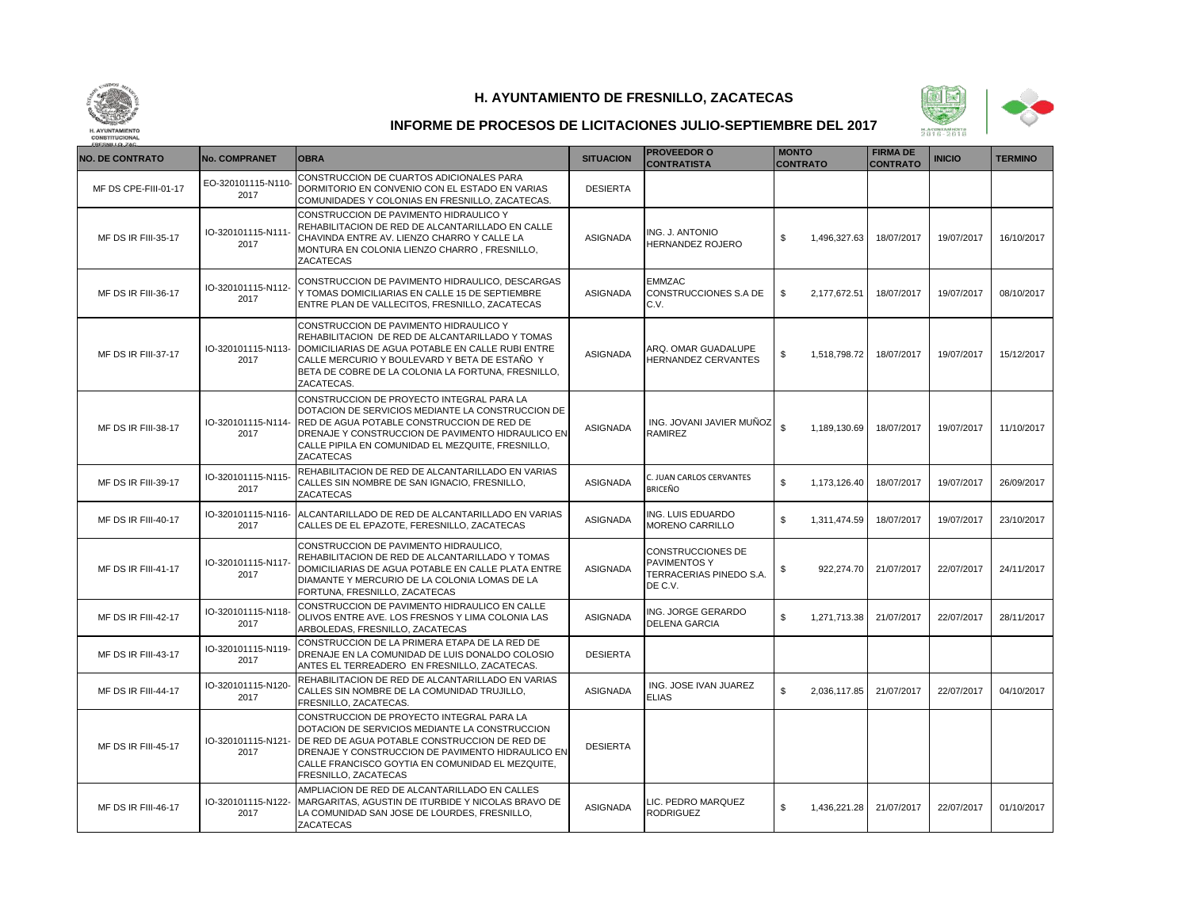# H. AYUNTAMIENTO DE FRESNILLO, ZACATECAS

## INFORME DE PROCESOS DE LICITACIONES JULIO-SEPTIEMBRE DEL 2017

| NO. DE CONTRATO | No. COMPRANET | OBRA | SITUACION | PROVEEDOR O CONTRATISTA | MONTO CONTRATO | FIRMA DE CONTRATO | INICIO | TERMINO |
|---|---|---|---|---|---|---|---|---|
| MF DS CPE-FIII-01-17 | EO-320101115-N110-2017 | CONSTRUCCION DE CUARTOS ADICIONALES PARA DORMITORIO EN CONVENIO CON EL ESTADO EN VARIAS COMUNIDADES Y COLONIAS EN FRESNILLO, ZACATECAS. | DESIERTA | | | | | |
| MF DS IR FIII-35-17 | IO-320101115-N111-2017 | CONSTRUCCION DE PAVIMENTO HIDRAULICO Y REHABILITACION DE RED DE ALCANTARILLADO EN CALLE CHAVINDA ENTRE AV. LIENZO CHARRO Y CALLE LA MONTURA EN COLONIA LIENZO CHARRO , FRESNILLO, ZACATECAS | ASIGNADA | ING. J. ANTONIO HERNANDEZ ROJERO | $ 1,496,327.63 | 18/07/2017 | 19/07/2017 | 16/10/2017 |
| MF DS IR FIII-36-17 | IO-320101115-N112-2017 | CONSTRUCCION DE PAVIMENTO HIDRAULICO, DESCARGAS Y TOMAS DOMICILIARIAS EN CALLE 15 DE SEPTIEMBRE ENTRE PLAN DE VALLECITOS, FRESNILLO, ZACATECAS | ASIGNADA | EMMZAC CONSTRUCCIONES S.A DE C.V. | $ 2,177,672.51 | 18/07/2017 | 19/07/2017 | 08/10/2017 |
| MF DS IR FIII-37-17 | IO-320101115-N113-2017 | CONSTRUCCION DE PAVIMENTO HIDRAULICO Y REHABILITACION DE RED DE ALCANTARILLADO Y TOMAS DOMICILIARIAS DE AGUA POTABLE EN CALLE RUBI ENTRE CALLE MERCURIO Y BOULEVARD Y BETA DE ESTAÑO Y BETA DE COBRE DE LA COLONIA LA FORTUNA, FRESNILLO, ZACATECAS. | ASIGNADA | ARQ. OMAR GUADALUPE HERNANDEZ CERVANTES | $ 1,518,798.72 | 18/07/2017 | 19/07/2017 | 15/12/2017 |
| MF DS IR FIII-38-17 | IO-320101115-N114-2017 | CONSTRUCCION DE PROYECTO INTEGRAL PARA LA DOTACION DE SERVICIOS MEDIANTE LA CONSTRUCCION DE RED DE AGUA POTABLE CONSTRUCCION DE RED DE DRENAJE Y CONSTRUCCION DE PAVIMENTO HIDRAULICO EN CALLE PIPILA EN COMUNIDAD EL MEZQUITE, FRESNILLO, ZACATECAS | ASIGNADA | ING. JOVANI JAVIER MUÑOZ RAMIREZ | $ 1,189,130.69 | 18/07/2017 | 19/07/2017 | 11/10/2017 |
| MF DS IR FIII-39-17 | IO-320101115-N115-2017 | REHABILITACION DE RED DE ALCANTARILLADO EN VARIAS CALLES SIN NOMBRE DE SAN IGNACIO, FRESNILLO, ZACATECAS | ASIGNADA | C. JUAN CARLOS CERVANTES BRICEÑO | $ 1,173,126.40 | 18/07/2017 | 19/07/2017 | 26/09/2017 |
| MF DS IR FIII-40-17 | IO-320101115-N116-2017 | ALCANTARILLADO DE RED DE ALCANTARILLADO EN VARIAS CALLES DE EL EPAZOTE, FERESNILLO, ZACATECAS | ASIGNADA | ING. LUIS EDUARDO MORENO CARRILLO | $ 1,311,474.59 | 18/07/2017 | 19/07/2017 | 23/10/2017 |
| MF DS IR FIII-41-17 | IO-320101115-N117-2017 | CONSTRUCCION DE PAVIMENTO HIDRAULICO, REHABILITACION DE RED DE ALCANTARILLADO Y TOMAS DOMICILIARIAS DE AGUA POTABLE EN CALLE PLATA ENTRE DIAMANTE Y MERCURIO DE LA COLONIA LOMAS DE LA FORTUNA, FRESNILLO, ZACATECAS | ASIGNADA | CONSTRUCCIONES DE PAVIMENTOS Y TERRACERIAS PINEDO S.A. DE C.V. | $ 922,274.70 | 21/07/2017 | 22/07/2017 | 24/11/2017 |
| MF DS IR FIII-42-17 | IO-320101115-N118-2017 | CONSTRUCCION DE PAVIMENTO HIDRAULICO EN CALLE OLIVOS ENTRE AVE. LOS FRESNOS Y LIMA COLONIA LAS ARBOLEDAS, FRESNILLO, ZACATECAS | ASIGNADA | ING. JORGE GERARDO DELENA GARCIA | $ 1,271,713.38 | 21/07/2017 | 22/07/2017 | 28/11/2017 |
| MF DS IR FIII-43-17 | IO-320101115-N119-2017 | CONSTRUCCION DE LA PRIMERA ETAPA DE LA RED DE DRENAJE EN LA COMUNIDAD DE LUIS DONALDO COLOSIO ANTES EL TERREADERO EN FRESNILLO, ZACATECAS. | DESIERTA | | | | | |
| MF DS IR FIII-44-17 | IO-320101115-N120-2017 | REHABILITACION DE RED DE ALCANTARILLADO EN VARIAS CALLES SIN NOMBRE DE LA COMUNIDAD TRUJILLO, FRESNILLO, ZACATECAS. | ASIGNADA | ING. JOSE IVAN JUAREZ ELIAS | $ 2,036,117.85 | 21/07/2017 | 22/07/2017 | 04/10/2017 |
| MF DS IR FIII-45-17 | IO-320101115-N121-2017 | CONSTRUCCION DE PROYECTO INTEGRAL PARA LA DOTACION DE SERVICIOS MEDIANTE LA CONSTRUCCION DE RED DE AGUA POTABLE CONSTRUCCION DE RED DE DRENAJE Y CONSTRUCCION DE PAVIMENTO HIDRAULICO EN CALLE FRANCISCO GOYTIA EN COMUNIDAD EL MEZQUITE, FRESNILLO, ZACATECAS | DESIERTA | | | | | |
| MF DS IR FIII-46-17 | IO-320101115-N122-2017 | AMPLIACION DE RED DE ALCANTARILLADO EN CALLES MARGARITAS, AGUSTIN DE ITURBIDE Y NICOLAS BRAVO DE LA COMUNIDAD SAN JOSE DE LOURDES, FRESNILLO, ZACATECAS | ASIGNADA | LIC. PEDRO MARQUEZ RODRIGUEZ | $ 1,436,221.28 | 21/07/2017 | 22/07/2017 | 01/10/2017 |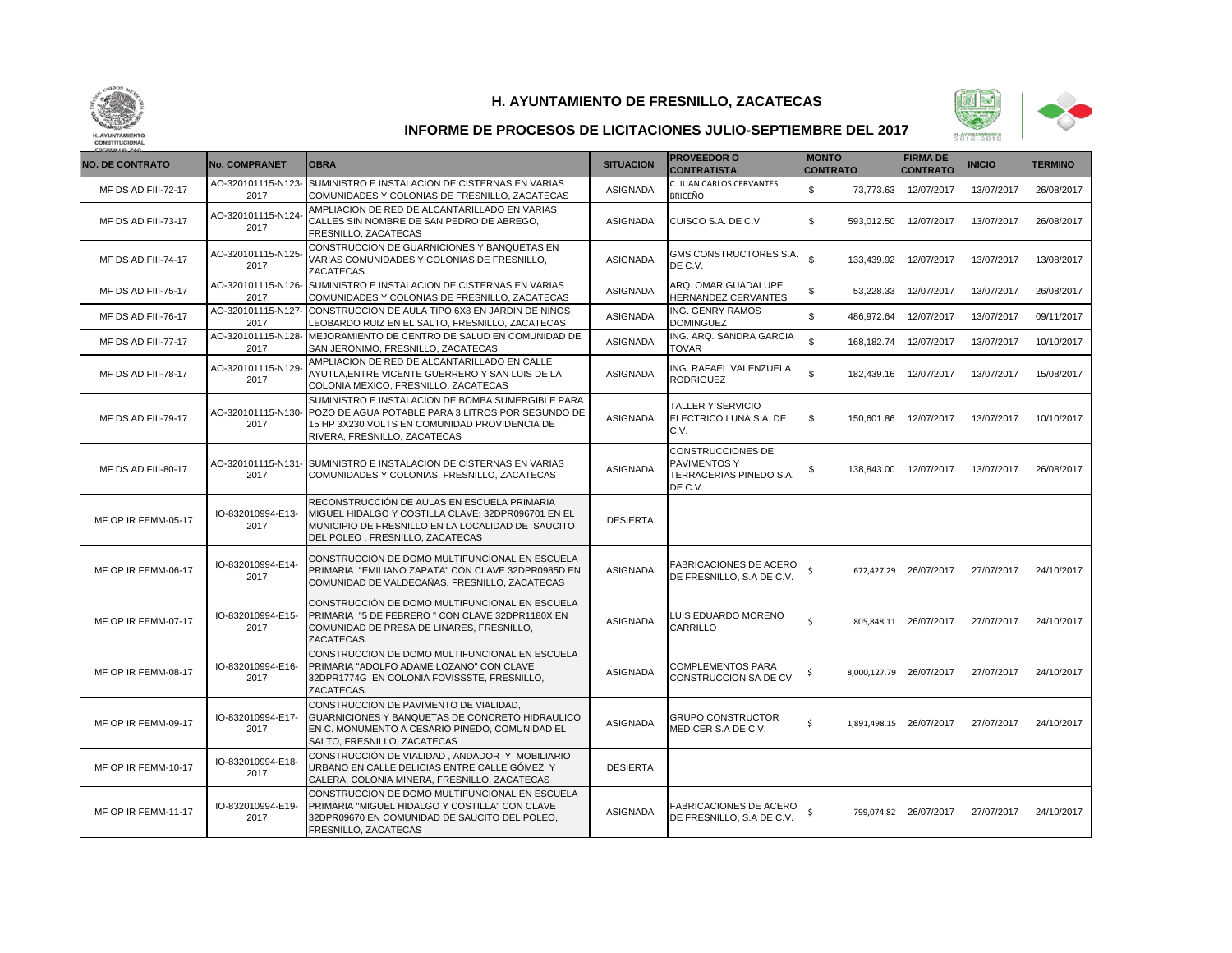# H. AYUNTAMIENTO DE FRESNILLO, ZACATECAS

## INFORME DE PROCESOS DE LICITACIONES JULIO-SEPTIEMBRE DEL 2017

| NO. DE CONTRATO | No. COMPRANET | OBRA | SITUACION | PROVEEDOR O CONTRATISTA | MONTO CONTRATO | FIRMA DE CONTRATO | INICIO | TERMINO |
|---|---|---|---|---|---|---|---|---|
| MF DS AD FIII-72-17 | AO-320101115-N123-2017 | SUMINISTRO E INSTALACION DE CISTERNAS EN VARIAS COMUNIDADES Y COLONIAS DE FRESNILLO, ZACATECAS | ASIGNADA | C. JUAN CARLOS CERVANTES BRICEÑO | $ 73,773.63 | 12/07/2017 | 13/07/2017 | 26/08/2017 |
| MF DS AD FIII-73-17 | AO-320101115-N124-2017 | AMPLIACION DE RED DE ALCANTARILLADO EN VARIAS CALLES SIN NOMBRE DE SAN PEDRO DE ABREGO, FRESNILLO, ZACATECAS | ASIGNADA | CUISCO S.A. DE C.V. | $ 593,012.50 | 12/07/2017 | 13/07/2017 | 26/08/2017 |
| MF DS AD FIII-74-17 | AO-320101115-N125-2017 | CONSTRUCCION DE GUARNICIONES Y BANQUETAS EN VARIAS COMUNIDADES Y COLONIAS DE FRESNILLO, ZACATECAS | ASIGNADA | GMS CONSTRUCTORES S.A. DE C.V. | $ 133,439.92 | 12/07/2017 | 13/07/2017 | 13/08/2017 |
| MF DS AD FIII-75-17 | AO-320101115-N126-2017 | SUMINISTRO E INSTALACION DE CISTERNAS EN VARIAS COMUNIDADES Y COLONIAS DE FRESNILLO, ZACATECAS | ASIGNADA | ARQ. OMAR GUADALUPE HERNANDEZ CERVANTES | $ 53,228.33 | 12/07/2017 | 13/07/2017 | 26/08/2017 |
| MF DS AD FIII-76-17 | AO-320101115-N127-2017 | CONSTRUCCION DE AULA TIPO 6X8 EN JARDIN DE NIÑOS LEOBARDO RUIZ EN EL SALTO, FRESNILLO, ZACATECAS | ASIGNADA | ING. GENRY RAMOS DOMINGUEZ | $ 486,972.64 | 12/07/2017 | 13/07/2017 | 09/11/2017 |
| MF DS AD FIII-77-17 | AO-320101115-N128-2017 | MEJORAMIENTO DE CENTRO DE SALUD EN COMUNIDAD DE SAN JERONIMO, FRESNILLO, ZACATECAS | ASIGNADA | ING. ARQ. SANDRA GARCIA TOVAR | $ 168,182.74 | 12/07/2017 | 13/07/2017 | 10/10/2017 |
| MF DS AD FIII-78-17 | AO-320101115-N129-2017 | AMPLIACION DE RED DE ALCANTARILLADO EN CALLE AYUTLA,ENTRE VICENTE GUERRERO Y SAN LUIS DE LA COLONIA MEXICO, FRESNILLO, ZACATECAS | ASIGNADA | ING. RAFAEL VALENZUELA RODRIGUEZ | $ 182,439.16 | 12/07/2017 | 13/07/2017 | 15/08/2017 |
| MF DS AD FIII-79-17 | AO-320101115-N130-2017 | SUMINISTRO E INSTALACION DE BOMBA SUMERGIBLE PARA POZO DE AGUA POTABLE PARA 3 LITROS POR SEGUNDO DE 15 HP 3X230 VOLTS EN COMUNIDAD PROVIDENCIA DE RIVERA, FRESNILLO, ZACATECAS | ASIGNADA | TALLER Y SERVICIO ELECTRICO LUNA S.A. DE C.V. | $ 150,601.86 | 12/07/2017 | 13/07/2017 | 10/10/2017 |
| MF DS AD FIII-80-17 | AO-320101115-N131-2017 | SUMINISTRO E INSTALACION DE CISTERNAS EN VARIAS COMUNIDADES Y COLONIAS, FRESNILLO, ZACATECAS | ASIGNADA | CONSTRUCCIONES DE PAVIMENTOS Y TERRACERIAS PINEDO S.A. DE C.V. | $ 138,843.00 | 12/07/2017 | 13/07/2017 | 26/08/2017 |
| MF OP IR FEMM-05-17 | IO-832010994-E13-2017 | RECONSTRUCCIÓN DE AULAS EN ESCUELA PRIMARIA MIGUEL HIDALGO Y COSTILLA CLAVE: 32DPR096701 EN EL MUNICIPIO DE FRESNILLO EN LA LOCALIDAD DE SAUCITO DEL POLEO , FRESNILLO, ZACATECAS | DESIERTA | | | | | |
| MF OP IR FEMM-06-17 | IO-832010994-E14-2017 | CONSTRUCCIÓN DE DOMO MULTIFUNCIONAL EN ESCUELA PRIMARIA "EMILIANO ZAPATA" CON CLAVE 32DPR0985D EN COMUNIDAD DE VALDECAÑAS, FRESNILLO, ZACATECAS | ASIGNADA | FABRICACIONES DE ACERO DE FRESNILLO, S.A DE C.V. | $ 672,427.29 | 26/07/2017 | 27/07/2017 | 24/10/2017 |
| MF OP IR FEMM-07-17 | IO-832010994-E15-2017 | CONSTRUCCIÓN DE DOMO MULTIFUNCIONAL EN ESCUELA PRIMARIA "5 DE FEBRERO " CON CLAVE 32DPR1180X EN COMUNIDAD DE PRESA DE LINARES, FRESNILLO, ZACATECAS. | ASIGNADA | LUIS EDUARDO MORENO CARRILLO | $ 805,848.11 | 26/07/2017 | 27/07/2017 | 24/10/2017 |
| MF OP IR FEMM-08-17 | IO-832010994-E16-2017 | CONSTRUCCION DE DOMO MULTIFUNCIONAL EN ESCUELA PRIMARIA "ADOLFO ADAME LOZANO" CON CLAVE 32DPR1774G EN COLONIA FOVISSSTE, FRESNILLO, ZACATECAS. | ASIGNADA | COMPLEMENTOS PARA CONSTRUCCION SA DE CV | $ 8,000,127.79 | 26/07/2017 | 27/07/2017 | 24/10/2017 |
| MF OP IR FEMM-09-17 | IO-832010994-E17-2017 | CONSTRUCCION DE PAVIMENTO DE VIALIDAD, GUARNICIONES Y BANQUETAS DE CONCRETO HIDRAULICO EN C. MONUMENTO A CESARIO PINEDO, COMUNIDAD EL SALTO, FRESNILLO, ZACATECAS | ASIGNADA | GRUPO CONSTRUCTOR MED CER S.A DE C.V. | $ 1,891,498.15 | 26/07/2017 | 27/07/2017 | 24/10/2017 |
| MF OP IR FEMM-10-17 | IO-832010994-E18-2017 | CONSTRUCCIÓN DE VIALIDAD , ANDADOR Y MOBILIARIO URBANO EN CALLE DELICIAS ENTRE CALLE GÓMEZ Y CALERA, COLONIA MINERA, FRESNILLO, ZACATECAS | DESIERTA | | | | | |
| MF OP IR FEMM-11-17 | IO-832010994-E19-2017 | CONSTRUCCION DE DOMO MULTIFUNCIONAL EN ESCUELA PRIMARIA "MIGUEL HIDALGO Y COSTILLA" CON CLAVE 32DPR09670 EN COMUNIDAD DE SAUCITO DEL POLEO, FRESNILLO, ZACATECAS | ASIGNADA | FABRICACIONES DE ACERO DE FRESNILLO, S.A DE C.V. | $ 799,074.82 | 26/07/2017 | 27/07/2017 | 24/10/2017 |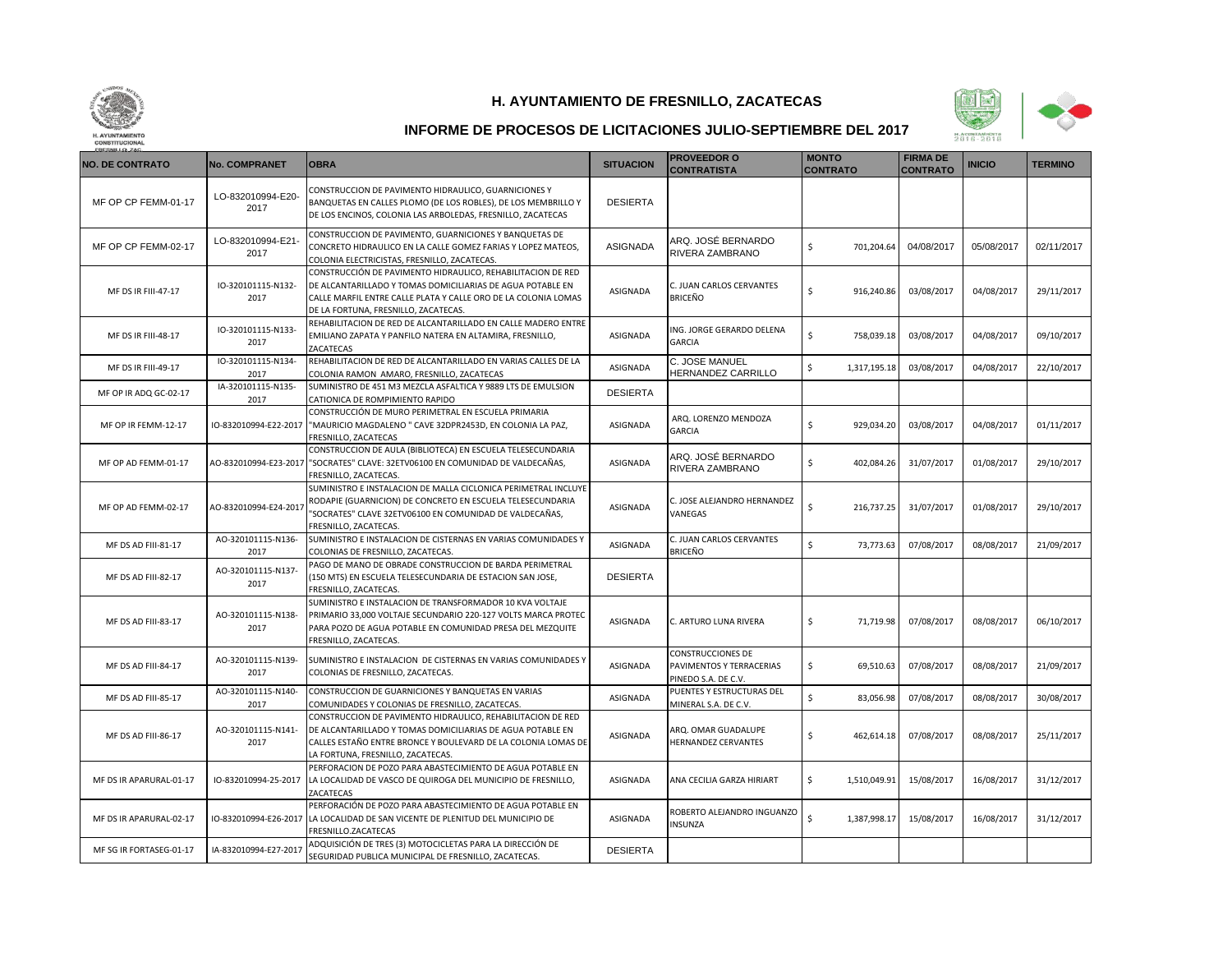## H. AYUNTAMIENTO DE FRESNILLO, ZACATECAS

### INFORME DE PROCESOS DE LICITACIONES JULIO-SEPTIEMBRE DEL 2017

| NO. DE CONTRATO | No. COMPRANET | OBRA | SITUACION | PROVEEDOR O CONTRATISTA | MONTO CONTRATO | FIRMA DE CONTRATO | INICIO | TERMINO |
|---|---|---|---|---|---|---|---|---|
| MF OP CP FEMM-01-17 | LO-832010994-E20-2017 | CONSTRUCCION DE PAVIMENTO HIDRAULICO, GUARNICIONES Y BANQUETAS EN CALLES PLOMO (DE LOS ROBLES), DE LOS MEMBRILLO Y DE LOS ENCINOS, COLONIA LAS ARBOLEDAS, FRESNILLO, ZACATECAS | DESIERTA | | | | | |
| MF OP CP FEMM-02-17 | LO-832010994-E21-2017 | CONSTRUCCION DE PAVIMENTO, GUARNICIONES Y BANQUETAS DE CONCRETO HIDRAULICO EN LA CALLE GOMEZ FARIAS Y LOPEZ MATEOS, COLONIA ELECTRICISTAS, FRESNILLO, ZACATECAS. | ASIGNADA | ARQ. JOSÉ BERNARDO RIVERA ZAMBRANO | $ 701,204.64 | 04/08/2017 | 05/08/2017 | 02/11/2017 |
| MF DS IR FIII-47-17 | IO-320101115-N132-2017 | CONSTRUCCIÓN DE PAVIMENTO HIDRAULICO, REHABILITACION DE RED DE ALCANTARILLADO Y TOMAS DOMICILIARIAS DE AGUA POTABLE EN CALLE MARFIL ENTRE CALLE PLATA Y CALLE ORO DE LA COLONIA LOMAS DE LA FORTUNA, FRESNILLO, ZACATECAS. | ASIGNADA | C. JUAN CARLOS CERVANTES BRICEÑO | $ 916,240.86 | 03/08/2017 | 04/08/2017 | 29/11/2017 |
| MF DS IR FIII-48-17 | IO-320101115-N133-2017 | REHABILITACION DE RED DE ALCANTARILLADO EN CALLE MADERO ENTRE EMILIANO ZAPATA Y PANFILO NATERA EN ALTAMIRA, FRESNILLO, ZACATECAS | ASIGNADA | ING. JORGE GERARDO DELENA GARCIA | $ 758,039.18 | 03/08/2017 | 04/08/2017 | 09/10/2017 |
| MF DS IR FIII-49-17 | IO-320101115-N134-2017 | REHABILITACION DE RED DE ALCANTARILLADO EN VARIAS CALLES DE LA COLONIA RAMON AMARO, FRESNILLO, ZACATECAS | ASIGNADA | C. JOSE MANUEL HERNANDEZ CARRILLO | $ 1,317,195.18 | 03/08/2017 | 04/08/2017 | 22/10/2017 |
| MF OP IR ADQ GC-02-17 | IA-320101115-N135-2017 | SUMINISTRO DE 451 M3 MEZCLA ASFALTICA Y 9889 LTS DE EMULSION CATIONICA DE ROMPIMIENTO RAPIDO | DESIERTA | | | | | |
| MF OP IR FEMM-12-17 | IO-832010994-E22-2017 | CONSTRUCCIÓN DE MURO PERIMETRAL EN ESCUELA PRIMARIA "MAURICIO MAGDALENO " CAVE 32DPR2453D, EN COLONIA LA PAZ, FRESNILLO, ZACATECAS | ASIGNADA | ARQ. LORENZO MENDOZA GARCIA | $ 929,034.20 | 03/08/2017 | 04/08/2017 | 01/11/2017 |
| MF OP AD FEMM-01-17 | AO-832010994-E23-2017 | CONSTRUCCION DE AULA (BIBLIOTECA) EN ESCUELA TELESECUNDARIA "SOCRATES" CLAVE: 32ETV06100 EN COMUNIDAD DE VALDECAÑAS, FRESNILLO, ZACATECAS. | ASIGNADA | ARQ. JOSÉ BERNARDO RIVERA ZAMBRANO | $ 402,084.26 | 31/07/2017 | 01/08/2017 | 29/10/2017 |
| MF OP AD FEMM-02-17 | AO-832010994-E24-2017 | SUMINISTRO E INSTALACION DE MALLA CICLONICA PERIMETRAL INCLUYE RODAPIE (GUARNICION) DE CONCRETO EN ESCUELA TELESECUNDARIA "SOCRATES" CLAVE 32ETV06100 EN COMUNIDAD DE VALDECAÑAS, FRESNILLO, ZACATECAS. | ASIGNADA | C. JOSE ALEJANDRO HERNANDEZ VANEGAS | $ 216,737.25 | 31/07/2017 | 01/08/2017 | 29/10/2017 |
| MF DS AD FIII-81-17 | AO-320101115-N136-2017 | SUMINISTRO E INSTALACION DE CISTERNAS EN VARIAS COMUNIDADES Y COLONIAS DE FRESNILLO, ZACATECAS. | ASIGNADA | C. JUAN CARLOS CERVANTES BRICEÑO | $ 73,773.63 | 07/08/2017 | 08/08/2017 | 21/09/2017 |
| MF DS AD FIII-82-17 | AO-320101115-N137-2017 | PAGO DE MANO DE OBRADE CONSTRUCCION DE BARDA PERIMETRAL (150 MTS) EN ESCUELA TELESECUNDARIA DE ESTACION SAN JOSE, FRESNILLO, ZACATECAS. | DESIERTA | | | | | |
| MF DS AD FIII-83-17 | AO-320101115-N138-2017 | SUMINISTRO E INSTALACION DE TRANSFORMADOR 10 KVA VOLTAJE PRIMARIO 33,000 VOLTAJE SECUNDARIO 220-127 VOLTS MARCA PROTEC PARA POZO DE AGUA POTABLE EN COMUNIDAD PRESA DEL MEZQUITE FRESNILLO, ZACATECAS. | ASIGNADA | C. ARTURO LUNA RIVERA | $ 71,719.98 | 07/08/2017 | 08/08/2017 | 06/10/2017 |
| MF DS AD FIII-84-17 | AO-320101115-N139-2017 | SUMINISTRO E INSTALACION DE CISTERNAS EN VARIAS COMUNIDADES Y COLONIAS DE FRESNILLO, ZACATECAS. | ASIGNADA | CONSTRUCCIONES DE PAVIMENTOS Y TERRACERIAS PINEDO S.A. DE C.V. | $ 69,510.63 | 07/08/2017 | 08/08/2017 | 21/09/2017 |
| MF DS AD FIII-85-17 | AO-320101115-N140-2017 | CONSTRUCCION DE GUARNICIONES Y BANQUETAS EN VARIAS COMUNIDADES Y COLONIAS DE FRESNILLO, ZACATECAS. | ASIGNADA | PUENTES Y ESTRUCTURAS DEL MINERAL S.A. DE C.V. | $ 83,056.98 | 07/08/2017 | 08/08/2017 | 30/08/2017 |
| MF DS AD FIII-86-17 | AO-320101115-N141-2017 | CONSTRUCCION DE PAVIMENTO HIDRAULICO, REHABILITACION DE RED DE ALCANTARILLADO Y TOMAS DOMICILIARIAS DE AGUA POTABLE EN CALLES ESTAÑO ENTRE BRONCE Y BOULEVARD DE LA COLONIA LOMAS DE LA FORTUNA, FRESNILLO, ZACATECAS. | ASIGNADA | ARQ. OMAR GUADALUPE HERNANDEZ CERVANTES | $ 462,614.18 | 07/08/2017 | 08/08/2017 | 25/11/2017 |
| MF DS IR APARURAL-01-17 | IO-832010994-25-2017 | PERFORACION DE POZO PARA ABASTECIMIENTO DE AGUA POTABLE EN LA LOCALIDAD DE VASCO DE QUIROGA DEL MUNICIPIO DE FRESNILLO, ZACATECAS | ASIGNADA | ANA CECILIA GARZA HIRIART | $ 1,510,049.91 | 15/08/2017 | 16/08/2017 | 31/12/2017 |
| MF DS IR APARURAL-02-17 | IO-832010994-E26-2017 | PERFORACIÓN DE POZO PARA ABASTECIMIENTO DE AGUA POTABLE EN LA LOCALIDAD DE SAN VICENTE DE PLENITUD DEL MUNICIPIO DE FRESNILLO.ZACATECAS | ASIGNADA | ROBERTO ALEJANDRO INGUANZO INSUNZA | $ 1,387,998.17 | 15/08/2017 | 16/08/2017 | 31/12/2017 |
| MF SG IR FORTASEG-01-17 | IA-832010994-E27-2017 | ADQUISICIÓN DE TRES (3) MOTOCICLETAS PARA LA DIRECCIÓN DE SEGURIDAD PUBLICA MUNICIPAL DE FRESNILLO, ZACATECAS. | DESIERTA | | | | | |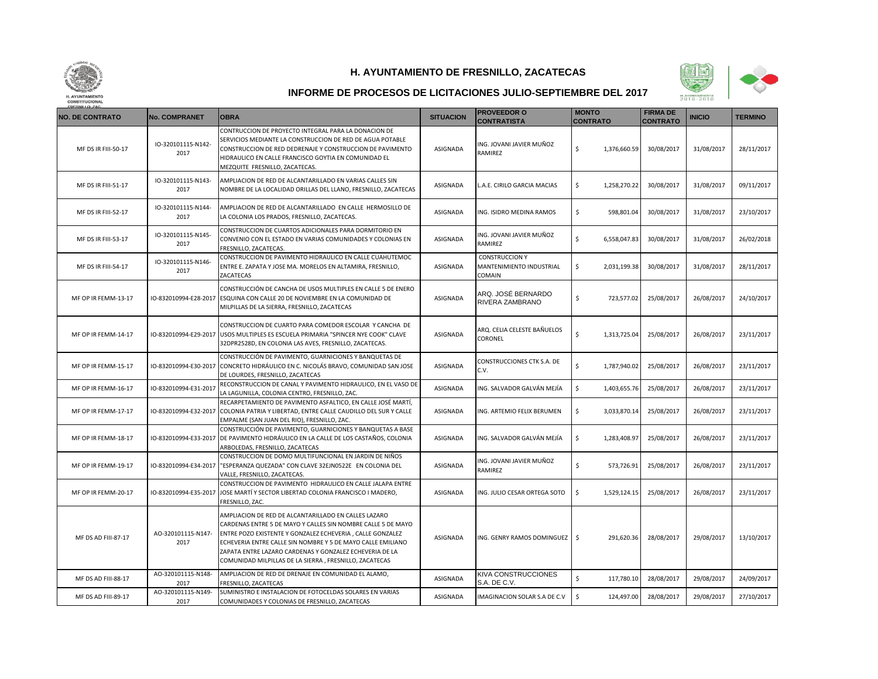## H. AYUNTAMIENTO DE FRESNILLO, ZACATECAS

### INFORME DE PROCESOS DE LICITACIONES JULIO-SEPTIEMBRE DEL 2017

| NO. DE CONTRATO | No. COMPRANET | OBRA | SITUACION | PROVEEDOR O CONTRATISTA | MONTO CONTRATO | FIRMA DE CONTRATO | INICIO | TERMINO |
|---|---|---|---|---|---|---|---|---|
| MF DS IR FIII-50-17 | IO-320101115-N142-2017 | CONTRUCCION DE PROYECTO INTEGRAL PARA LA DONACION DE SERVICIOS MEDIANTE LA CONSTRUCCION DE RED DE AGUA POTABLE CONSTRUCCION DE RED DEDRENAJE Y CONSTRUCCION DE PAVIMENTO HIDRAULICO EN CALLE FRANCISCO GOYTIA EN COMUNIDAD EL MEZQUITE FRESNILLO, ZACATECAS. | ASIGNADA | ING. JOVANI JAVIER MUÑOZ RAMIREZ | $ 1,376,660.59 | 30/08/2017 | 31/08/2017 | 28/11/2017 |
| MF DS IR FIII-51-17 | IO-320101115-N143-2017 | AMPLIACION DE RED DE ALCANTARILLADO EN VARIAS CALLES SIN NOMBRE DE LA LOCALIDAD ORILLAS DEL LLANO, FRESNILLO, ZACATECAS | ASIGNADA | L.A.E. CIRILO GARCIA MACIAS | $ 1,258,270.22 | 30/08/2017 | 31/08/2017 | 09/11/2017 |
| MF DS IR FIII-52-17 | IO-320101115-N144-2017 | AMPLIACION DE RED DE ALCANTARILLADO EN CALLE HERMOSILLO DE LA COLONIA LOS PRADOS, FRESNILLO, ZACATECAS. | ASIGNADA | ING. ISIDRO MEDINA RAMOS | $ 598,801.04 | 30/08/2017 | 31/08/2017 | 23/10/2017 |
| MF DS IR FIII-53-17 | IO-320101115-N145-2017 | CONSTRUCCION DE CUARTOS ADICIONALES PARA DORMITORIO EN CONVENIO CON EL ESTADO EN VARIAS COMUNIDADES Y COLONIAS EN FRESNILLO, ZACATECAS. | ASIGNADA | ING. JOVANI JAVIER MUÑOZ RAMIREZ | $ 6,558,047.83 | 30/08/2017 | 31/08/2017 | 26/02/2018 |
| MF DS IR FIII-54-17 | IO-320101115-N146-2017 | CONSTRUCCION DE PAVIMENTO HIDRAULICO EN CALLE CUAHUTEMOC ENTRE E. ZAPATA Y JOSE MA. MORELOS EN ALTAMIRA, FRESNILLO, ZACATECAS | ASIGNADA | CONSTRUCCION Y MANTENIMIENTO INDUSTRIAL COMAIN | $ 2,031,199.38 | 30/08/2017 | 31/08/2017 | 28/11/2017 |
| MF OP IR FEMM-13-17 | IO-832010994-E28-2017 | CONSTRUCCIÓN DE CANCHA DE USOS MULTIPLES EN CALLE 5 DE ENERO ESQUINA CON CALLE 20 DE NOVIEMBRE EN LA COMUNIDAD DE MILPILLAS DE LA SIERRA, FRESNILLO, ZACATECAS | ASIGNADA | ARQ. JOSÉ BERNARDO RIVERA ZAMBRANO | $ 723,577.02 | 25/08/2017 | 26/08/2017 | 24/10/2017 |
| MF OP IR FEMM-14-17 | IO-832010994-E29-2017 | CONSTRUCCION DE CUARTO PARA COMEDOR ESCOLAR Y CANCHA DE USOS MULTIPLES ES ESCUELA PRIMARIA "SPINCER NYE COOK" CLAVE 32DPR2528D, EN COLONIA LAS AVES, FRESNILLO, ZACATECAS. | ASIGNADA | ARQ. CELIA CELESTE BAÑUELOS CORONEL | $ 1,313,725.04 | 25/08/2017 | 26/08/2017 | 23/11/2017 |
| MF OP IR FEMM-15-17 | IO-832010994-E30-2017 | CONSTRUCCIÓN DE PAVIMENTO, GUARNICIONES Y BANQUETAS DE CONCRETO HIDRÁULICO EN C. NICOLÁS BRAVO, COMUNIDAD SAN JOSE DE LOURDES, FRESNILLO, ZACATECAS | ASIGNADA | CONSTRUCCIONES CTK S.A. DE C.V. | $ 1,787,940.02 | 25/08/2017 | 26/08/2017 | 23/11/2017 |
| MF OP IR FEMM-16-17 | IO-832010994-E31-2017 | RECONSTRUCCION DE CANAL Y PAVIMENTO HIDRAULICO, EN EL VASO DE LA LAGUNILLA, COLONIA CENTRO, FRESNILLO, ZAC. | ASIGNADA | ING. SALVADOR GALVÁN MEJÍA | $ 1,403,655.76 | 25/08/2017 | 26/08/2017 | 23/11/2017 |
| MF OP IR FEMM-17-17 | IO-832010994-E32-2017 | RECARPETAMIENTO DE PAVIMENTO ASFALTICO, EN CALLE JOSÉ MARTÍ, COLONIA PATRIA Y LIBERTAD, ENTRE CALLE CAUDILLO DEL SUR Y CALLE EMPALME (SAN JUAN DEL RIO), FRESNILLO, ZAC. | ASIGNADA | ING. ARTEMIO FELIX BERUMEN | $ 3,033,870.14 | 25/08/2017 | 26/08/2017 | 23/11/2017 |
| MF OP IR FEMM-18-17 | IO-832010994-E33-2017 | CONSTRUCCIÓN DE PAVIMENTO, GUARNICIONES Y BANQUETAS A BASE DE PAVIMENTO HIDRÁULICO EN LA CALLE DE LOS CASTAÑOS, COLONIA ARBOLEDAS, FRESNILLO, ZACATECAS | ASIGNADA | ING. SALVADOR GALVÁN MEJÍA | $ 1,283,408.97 | 25/08/2017 | 26/08/2017 | 23/11/2017 |
| MF OP IR FEMM-19-17 | IO-832010994-E34-2017 | CONSTRUCCION DE DOMO MULTIFUNCIONAL EN JARDIN DE NIÑOS "ESPERANZA QUEZADA" CON CLAVE 32EJN0522E EN COLONIA DEL VALLE, FRESNILLO, ZACATECAS. | ASIGNADA | ING. JOVANI JAVIER MUÑOZ RAMIREZ | $ 573,726.91 | 25/08/2017 | 26/08/2017 | 23/11/2017 |
| MF OP IR FEMM-20-17 | IO-832010994-E35-2017 | CONSTRUCCION DE PAVIMENTO HIDRAULICO EN CALLE JALAPA ENTRE JOSE MARTÍ Y SECTOR LIBERTAD COLONIA FRANCISCO I MADERO, FRESNILLO, ZAC. | ASIGNADA | ING. JULIO CESAR ORTEGA SOTO | $ 1,529,124.15 | 25/08/2017 | 26/08/2017 | 23/11/2017 |
| MF DS AD FIII-87-17 | AO-320101115-N147-2017 | AMPLIACION DE RED DE ALCANTARILLADO EN CALLES LAZARO CARDENAS ENTRE 5 DE MAYO Y CALLES SIN NOMBRE CALLE 5 DE MAYO ENTRE POZO EXISTENTE Y GONZALEZ ECHEVERIA , CALLE GONZALEZ ECHEVERIA ENTRE CALLE SIN NOMBRE Y 5 DE MAYO CALLE EMILIANO ZAPATA ENTRE LAZARO CARDENAS Y GONZALEZ ECHEVERIA DE LA COMUNIDAD MILPILLAS DE LA SIERRA , FRESNILLO, ZACATECAS | ASIGNADA | ING. GENRY RAMOS DOMINGUEZ | $ 291,620.36 | 28/08/2017 | 29/08/2017 | 13/10/2017 |
| MF DS AD FIII-88-17 | AO-320101115-N148-2017 | AMPLIACION DE RED DE DRENAJE EN COMUNIDAD EL ALAMO, FRESNILLO, ZACATECAS | ASIGNADA | KIVA CONSTRUCCIONES S.A. DE C.V. | $ 117,780.10 | 28/08/2017 | 29/08/2017 | 24/09/2017 |
| MF DS AD FIII-89-17 | AO-320101115-N149-2017 | SUMINISTRO E INSTALACION DE FOTOCELDAS SOLARES EN VARIAS COMUNIDADES Y COLONIAS DE FRESNILLO, ZACATECAS | ASIGNADA | IMAGINACION SOLAR S.A DE C.V | $ 124,497.00 | 28/08/2017 | 29/08/2017 | 27/10/2017 |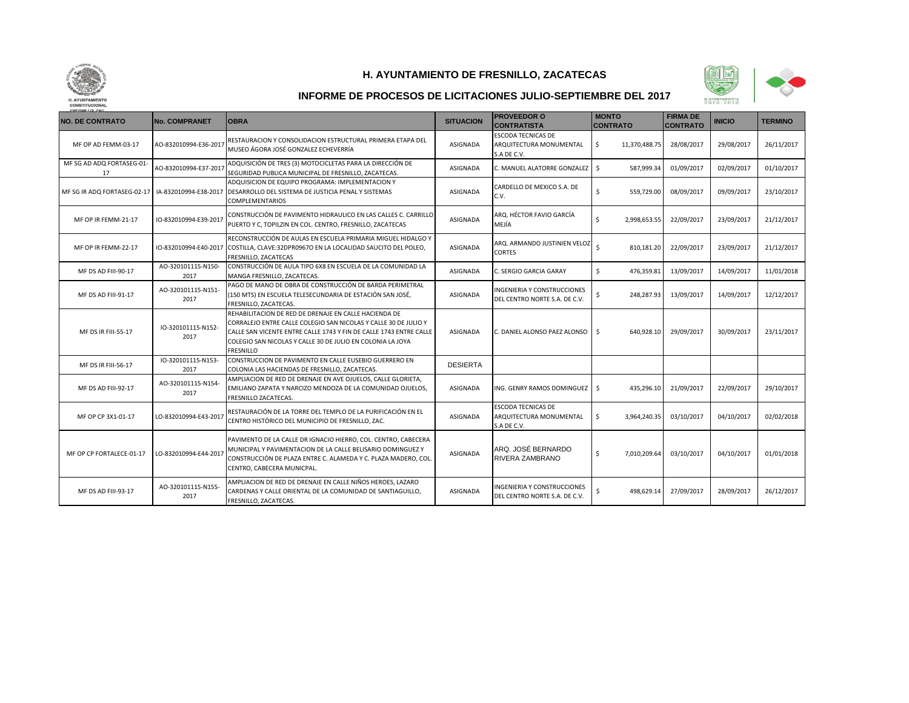# H. AYUNTAMIENTO DE FRESNILLO, ZACATECAS

## INFORME DE PROCESOS DE LICITACIONES JULIO-SEPTIEMBRE DEL 2017

| NO. DE CONTRATO | No. COMPRANET | OBRA | SITUACION | PROVEEDOR O CONTRATISTA | MONTO CONTRATO | FIRMA DE CONTRATO | INICIO | TERMINO |
|---|---|---|---|---|---|---|---|---|
| MF OP AD FEMM-03-17 | AO-832010994-E36-2017 | RESTAURACION Y CONSOLIDACION ESTRUCTURAL PRIMERA ETAPA DEL MUSEO ÁGORA JOSÉ GONZALEZ ECHEVERRÍA | ASIGNADA | ESCODA TECNICAS DE ARQUITECTURA MONUMENTAL S.A DE C.V. | $ 11,370,488.75 | 28/08/2017 | 29/08/2017 | 26/11/2017 |
| MF SG AD ADQ FORTASEG-01-17 | AO-832010994-E37-2017 | ADQUISICIÓN DE TRES (3) MOTOCICLETAS PARA LA DIRECCIÓN DE SEGURIDAD PUBLICA MUNICIPAL DE FRESNILLO, ZACATECAS. | ASIGNADA | C. MANUEL ALATORRE GONZALEZ | $ 587,999.34 | 01/09/2017 | 02/09/2017 | 01/10/2017 |
| MF SG IR ADQ FORTASEG-02-17 | IA-832010994-E38-2017 | ADQUISICION DE EQUIPO PROGRAMA: IMPLEMENTACION Y DESARROLLO DEL SISTEMA DE JUSTICIA PENAL Y SISTEMAS COMPLEMENTARIOS | ASIGNADA | CARDELLO DE MEXICO S.A. DE C.V. | $ 559,729.00 | 08/09/2017 | 09/09/2017 | 23/10/2017 |
| MF OP IR FEMM-21-17 | IO-832010994-E39-2017 | CONSTRUCCIÓN DE PAVIMENTO HIDRAULICO EN LAS CALLES C. CARRILLO PUERTO Y C, TOPILZIN EN COL. CENTRO, FRESNILLO, ZACATECAS | ASIGNADA | ARQ. HÉCTOR FAVIO GARCÍA MEJÍA | $ 2,998,653.55 | 22/09/2017 | 23/09/2017 | 21/12/2017 |
| MF OP IR FEMM-22-17 | IO-832010994-E40-2017 | RECONSTRUCCIÓN DE AULAS EN ESCUELA PRIMARIA MIGUEL HIDALGO Y COSTILLA, CLAVE:32DPR0967O EN LA LOCALIDAD SAUCITO DEL POLEO, FRESNILLO, ZACATECAS | ASIGNADA | ARQ. ARMANDO JUSTINIEN VELOZ CORTES | $ 810,181.20 | 22/09/2017 | 23/09/2017 | 21/12/2017 |
| MF DS AD FIII-90-17 | AO-320101115-N150-2017 | CONSTRUCCIÓN DE AULA TIPO 6X8 EN ESCUELA DE LA COMUNIDAD LA MANGA FRESNILLO, ZACATECAS. | ASIGNADA | C. SERGIO GARCIA GARAY | $ 476,359.81 | 13/09/2017 | 14/09/2017 | 11/01/2018 |
| MF DS AD FIII-91-17 | AO-320101115-N151-2017 | PAGO DE MANO DE OBRA DE CONSTRUCCIÓN DE BARDA PERIMETRAL (150 MTS) EN ESCUELA TELESECUNDARIA DE ESTACIÓN SAN JOSÉ, FRESNILLO, ZACATECAS. | ASIGNADA | INGENIERIA Y CONSTRUCCIONES DEL CENTRO NORTE S.A. DE C.V. | $ 248,287.93 | 13/09/2017 | 14/09/2017 | 12/12/2017 |
| MF DS IR FIII-55-17 | IO-320101115-N152-2017 | REHABILITACION DE RED DE DRENAJE EN CALLE HACIENDA DE CORRALEJO ENTRE CALLE COLEGIO SAN NICOLAS Y CALLE 30 DE JULIO Y CALLE SAN VICENTE ENTRE CALLE 1743 Y FIN DE CALLE 1743 ENTRE CALLE COLEGIO SAN NICOLAS Y CALLE 30 DE JULIO EN COLONIA LA JOYA FRESNILLO | ASIGNADA | C. DANIEL ALONSO PAEZ ALONSO | $ 640,928.10 | 29/09/2017 | 30/09/2017 | 23/11/2017 |
| MF DS IR FIII-56-17 | IO-320101115-N153-2017 | CONSTRUCCION DE PAVIMENTO EN CALLE EUSEBIO GUERRERO EN COLONIA LAS HACIENDAS DE FRESNILLO, ZACATECAS. | DESIERTA | | | | | |
| MF DS AD FIII-92-17 | AO-320101115-N154-2017 | AMPLIACION DE RED DE DRENAJE EN AVE OJUELOS, CALLE GLORIETA, EMILIANO ZAPATA Y NARCIZO MENDOZA DE LA COMUNIDAD OJUELOS, FRESNILLO ZACATECAS. | ASIGNADA | ING. GENRY RAMOS DOMINGUEZ | $ 435,296.10 | 21/09/2017 | 22/09/2017 | 29/10/2017 |
| MF OP CP 3X1-01-17 | LO-832010994-E43-2017 | RESTAURACIÓN DE LA TORRE DEL TEMPLO DE LA PURIFICACIÓN EN EL CENTRO HISTÓRICO DEL MUNICIPIO DE FRESNILLO, ZAC. | ASIGNADA | ESCODA TECNICAS DE ARQUITECTURA MONUMENTAL S.A DE C.V. | $ 3,964,240.35 | 03/10/2017 | 04/10/2017 | 02/02/2018 |
| MF OP CP FORTALECE-01-17 | LO-832010994-E44-2017 | PAVIMENTO DE LA CALLE DR IGNACIO HIERRO, COL. CENTRO, CABECERA MUNICIPAL Y PAVIMENTACION DE LA CALLE BELISARIO DOMINGUEZ Y CONSTRUCCIÓN DE PLAZA ENTRE C. ALAMEDA Y C. PLAZA MADERO, COL. CENTRO, CABECERA MUNICPAL. | ASIGNADA | ARQ. JOSÉ BERNARDO RIVERA ZAMBRANO | $ 7,010,209.64 | 03/10/2017 | 04/10/2017 | 01/01/2018 |
| MF DS AD FIII-93-17 | AO-320101115-N155-2017 | AMPLIACION DE RED DE DRENAJE EN CALLE NIÑOS HEROES, LAZARO CARDENAS Y CALLE ORIENTAL DE LA COMUNIDAD DE SANTIAGUILLO, FRESNILLO, ZACATECAS. | ASIGNADA | INGENIERIA Y CONSTRUCCIONES DEL CENTRO NORTE S.A. DE C.V. | $ 498,629.14 | 27/09/2017 | 28/09/2017 | 26/12/2017 |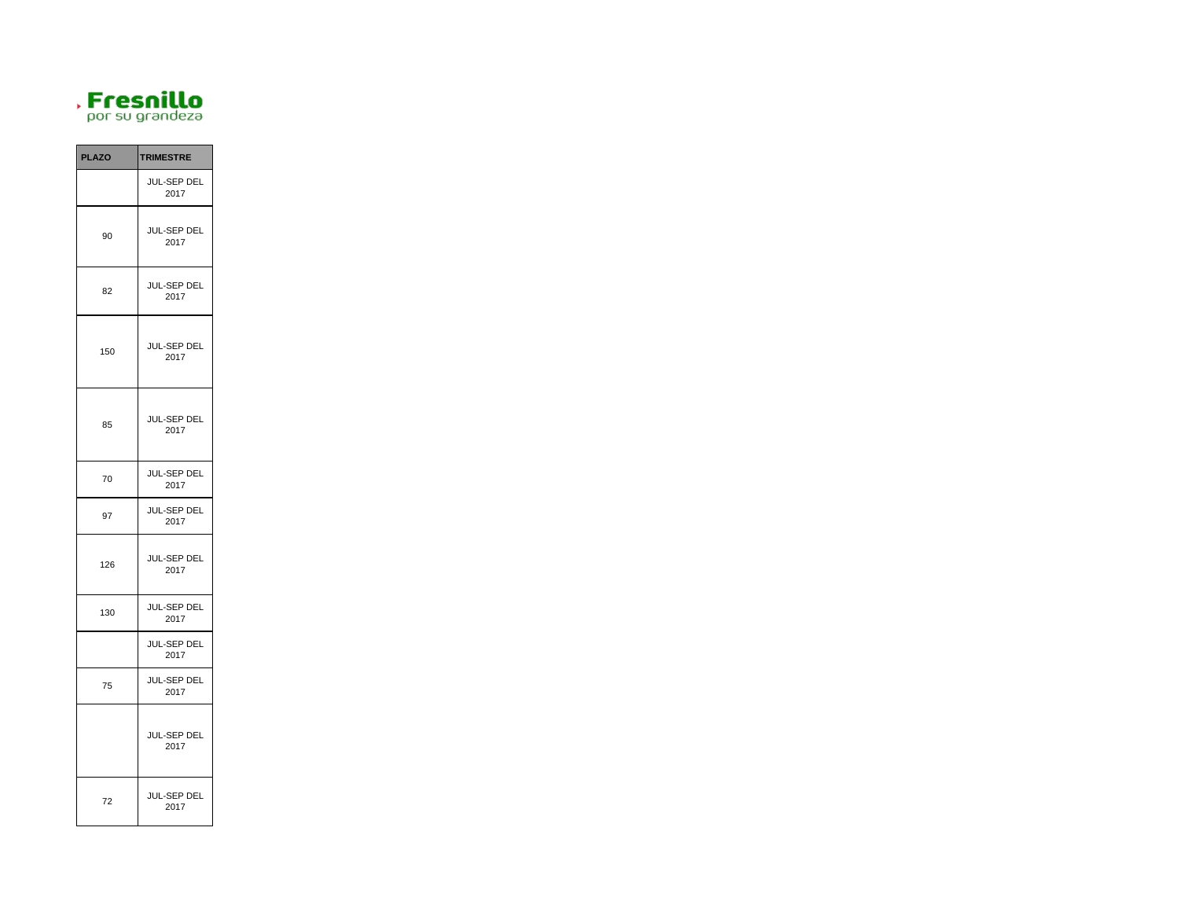Fresnillo
por su grandeza

| PLAZO | TRIMESTRE |
|---|---|
| | JUL-SEP DEL 2017 |
| 90 | JUL-SEP DEL 2017 |
| 82 | JUL-SEP DEL 2017 |
| 150 | JUL-SEP DEL 2017 |
| 85 | JUL-SEP DEL 2017 |
| 70 | JUL-SEP DEL 2017 |
| 97 | JUL-SEP DEL 2017 |
| 126 | JUL-SEP DEL 2017 |
| 130 | JUL-SEP DEL 2017 |
| | JUL-SEP DEL 2017 |
| 75 | JUL-SEP DEL 2017 |
| | JUL-SEP DEL 2017 |
| 72 | JUL-SEP DEL 2017 |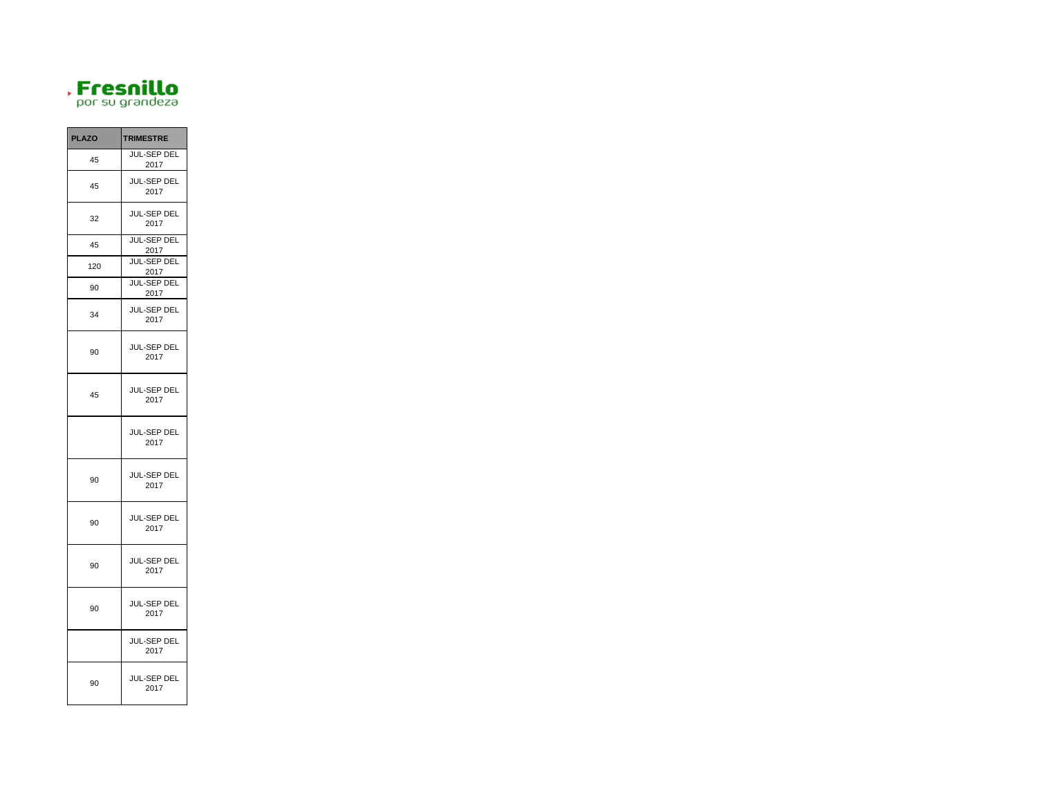**Fresnillo**
por su grandeza

| PLAZO | TRIMESTRE |
|---|---|
| 45 | JUL-SEP DEL 2017 |
| 45 | JUL-SEP DEL 2017 |
| 32 | JUL-SEP DEL 2017 |
| 45 | JUL-SEP DEL 2017 |
| 120 | JUL-SEP DEL 2017 |
| 90 | JUL-SEP DEL 2017 |
| 34 | JUL-SEP DEL 2017 |
| 90 | JUL-SEP DEL 2017 |
| 45 | JUL-SEP DEL 2017 |
| | JUL-SEP DEL 2017 |
| 90 | JUL-SEP DEL 2017 |
| 90 | JUL-SEP DEL 2017 |
| 90 | JUL-SEP DEL 2017 |
| 90 | JUL-SEP DEL 2017 |
| | JUL-SEP DEL 2017 |
| 90 | JUL-SEP DEL 2017 |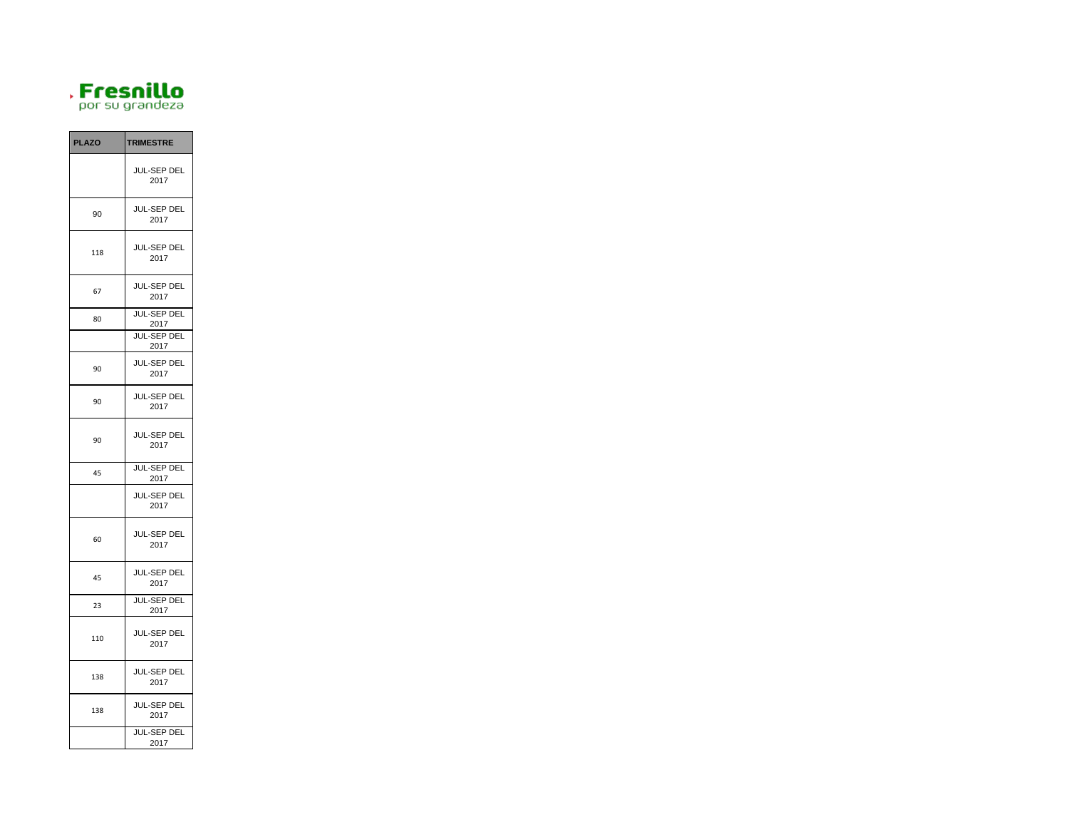**Fresnillo**
por su grandeza

| PLAZO | TRIMESTRE |
| --- | --- |
| | JUL-SEP DEL 2017 |
| 90 | JUL-SEP DEL 2017 |
| 118 | JUL-SEP DEL 2017 |
| 67 | JUL-SEP DEL 2017 |
| 80 | JUL-SEP DEL 2017 |
| | JUL-SEP DEL 2017 |
| 90 | JUL-SEP DEL 2017 |
| 90 | JUL-SEP DEL 2017 |
| 90 | JUL-SEP DEL 2017 |
| 45 | JUL-SEP DEL 2017 |
| | JUL-SEP DEL 2017 |
| 60 | JUL-SEP DEL 2017 |
| 45 | JUL-SEP DEL 2017 |
| 23 | JUL-SEP DEL 2017 |
| 110 | JUL-SEP DEL 2017 |
| 138 | JUL-SEP DEL 2017 |
| 138 | JUL-SEP DEL 2017 |
| | JUL-SEP DEL 2017 |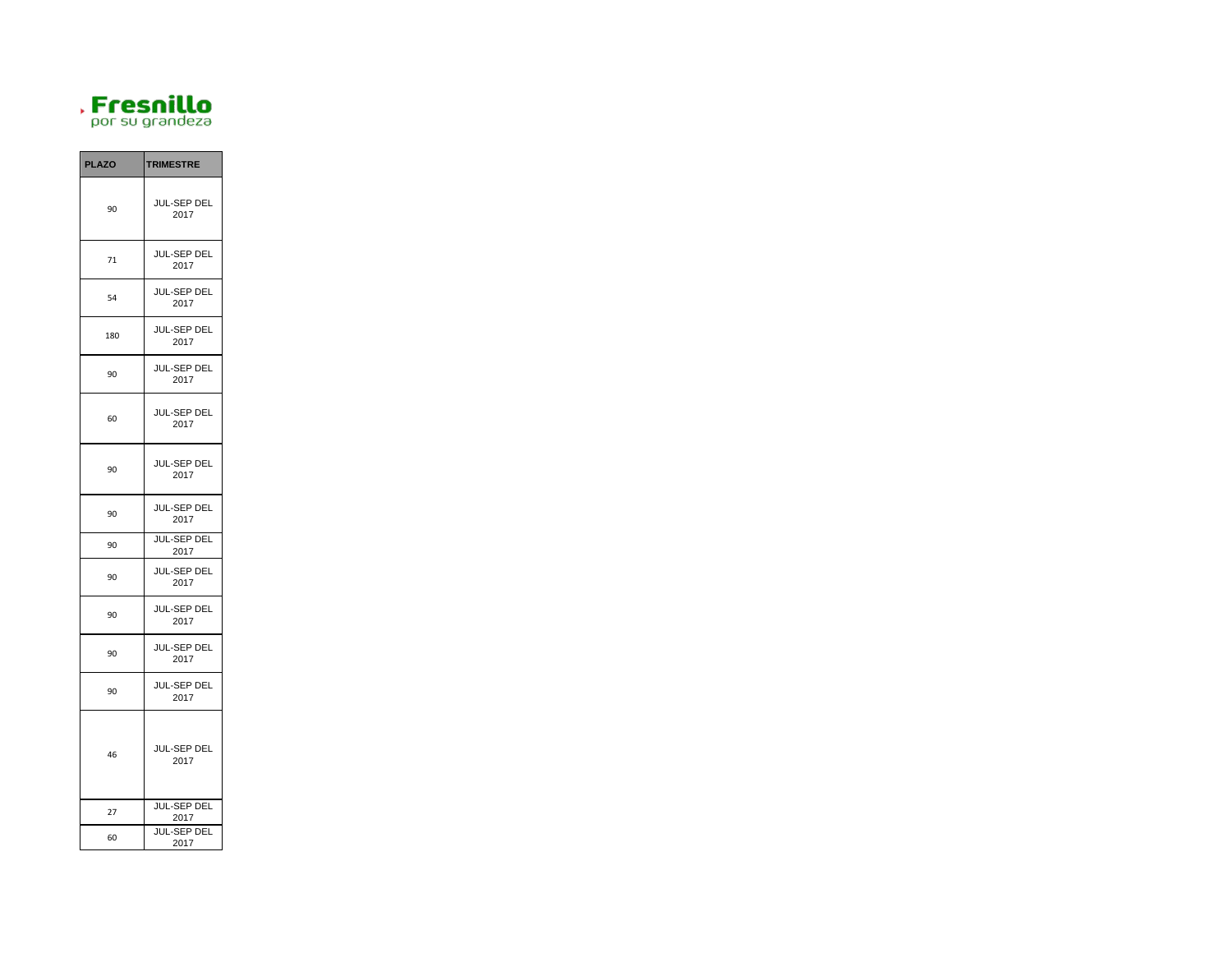Fresnillo
por su grandeza

| PLAZO | TRIMESTRE |
|---|---|
| 90 | JUL-SEP DEL 2017 |
| 71 | JUL-SEP DEL 2017 |
| 54 | JUL-SEP DEL 2017 |
| 180 | JUL-SEP DEL 2017 |
| 90 | JUL-SEP DEL 2017 |
| 60 | JUL-SEP DEL 2017 |
| 90 | JUL-SEP DEL 2017 |
| 90 | JUL-SEP DEL 2017 |
| 90 | JUL-SEP DEL 2017 |
| 90 | JUL-SEP DEL 2017 |
| 90 | JUL-SEP DEL 2017 |
| 90 | JUL-SEP DEL 2017 |
| 90 | JUL-SEP DEL 2017 |
| 46 | JUL-SEP DEL 2017 |
| 27 | JUL-SEP DEL 2017 |
| 60 | JUL-SEP DEL 2017 |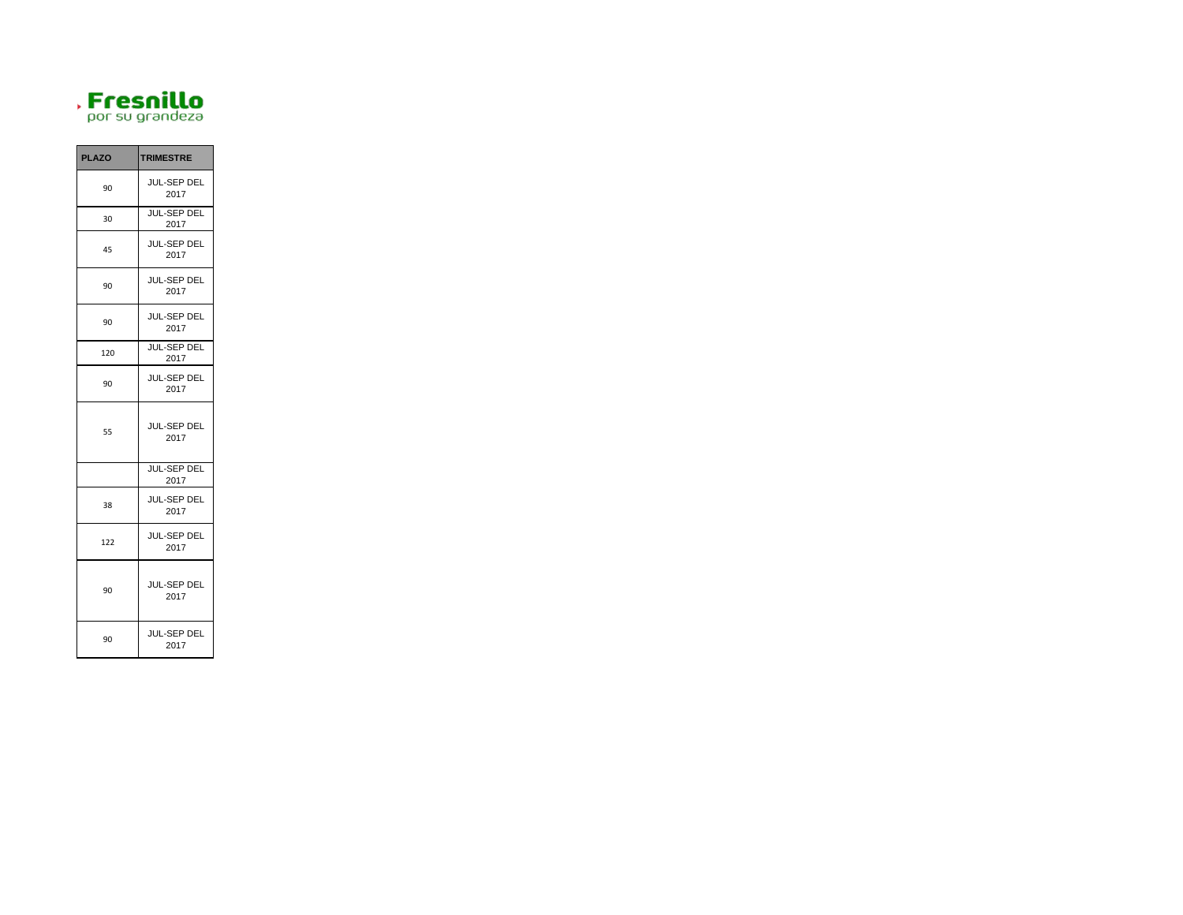Fresnillo
por su grandeza

| PLAZO | TRIMESTRE |
|---|---|
| 90 | JUL-SEP DEL 2017 |
| 30 | JUL-SEP DEL 2017 |
| 45 | JUL-SEP DEL 2017 |
| 90 | JUL-SEP DEL 2017 |
| 90 | JUL-SEP DEL 2017 |
| 120 | JUL-SEP DEL 2017 |
| 90 | JUL-SEP DEL 2017 |
| 55 | JUL-SEP DEL 2017 |
| | JUL-SEP DEL 2017 |
| 38 | JUL-SEP DEL 2017 |
| 122 | JUL-SEP DEL 2017 |
| 90 | JUL-SEP DEL 2017 |
| 90 | JUL-SEP DEL 2017 |